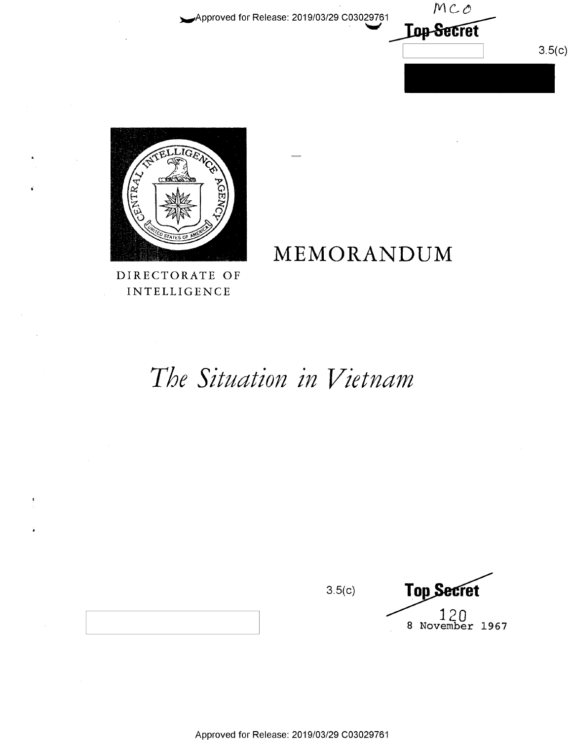MCO

Top Secret

3.5(c)

DIRECTORATE OF INTELLIGENCE

# MEMORANDUM

# *The Situation in Vietnam*

3.5(c)

Top Secret

120

8 November 1967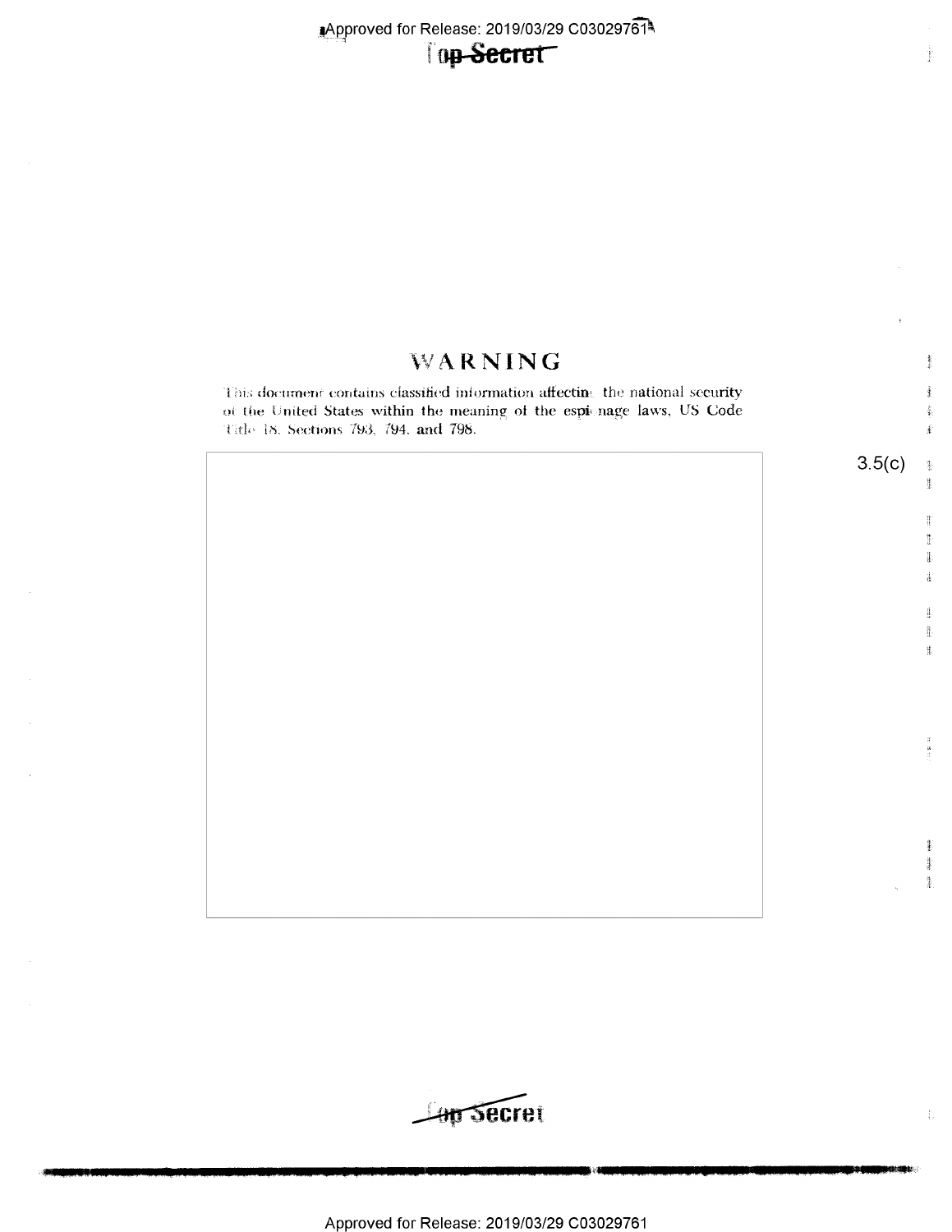# WARNING

This document contains classified information affecting the national security of the United States within the meaning of the espionage laws, US Code Title 18, Sections 793, 794, and 798.

3.5(c)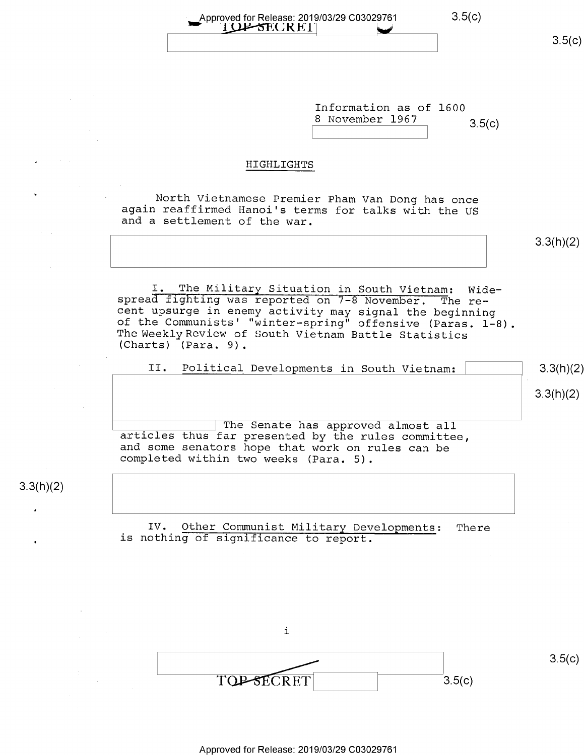Information as of 1600
8 November 1967

## HIGHLIGHTS

North Vietnamese Premier Pham Van Dong has once again reaffirmed Hanoi's terms for talks with the US and a settlement of the war.

I. The Military Situation in South Vietnam: Widespread fighting was reported on 7-8 November. The recent upsurge in enemy activity may signal the beginning of the Communists' "winter-spring" offensive (Paras. 1-8). The Weekly Review of South Vietnam Battle Statistics (Charts) (Para. 9).

II. Political Developments in South Vietnam:

The Senate has approved almost all articles thus far presented by the rules committee, and some senators hope that work on rules can be completed within two weeks (Para. 5).

IV. Other Communist Military Developments: There is nothing of significance to report.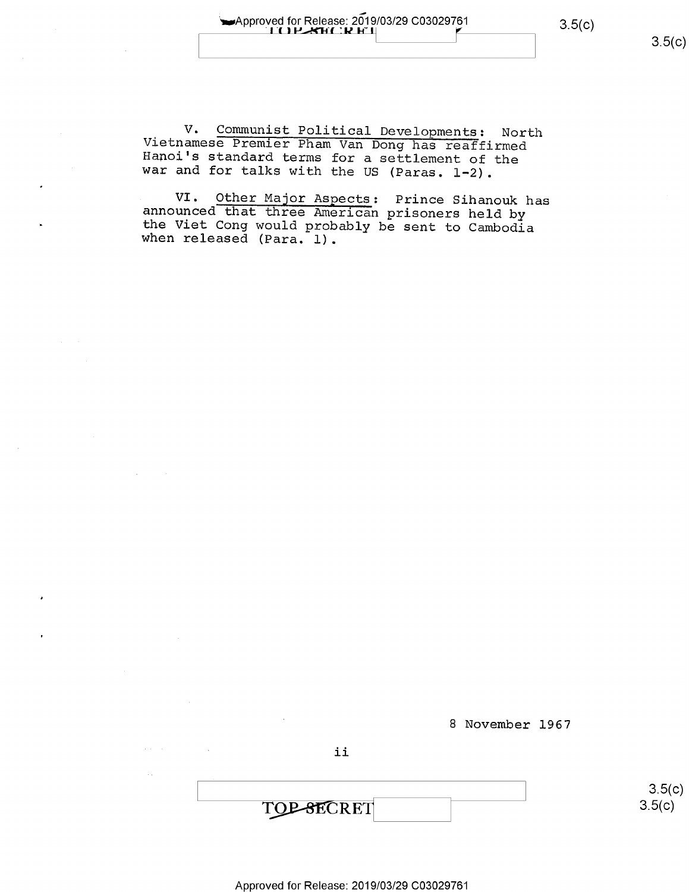V. Communist Political Developments: North Vietnamese Premier Pham Van Dong has reaffirmed Hanoi's standard terms for a settlement of the war and for talks with the US (Paras. 1-2).

VI. Other Major Aspects: Prince Sihanouk has announced that three American prisoners held by the Viet Cong would probably be sent to Cambodia when released (Para. 1).

8 November 1967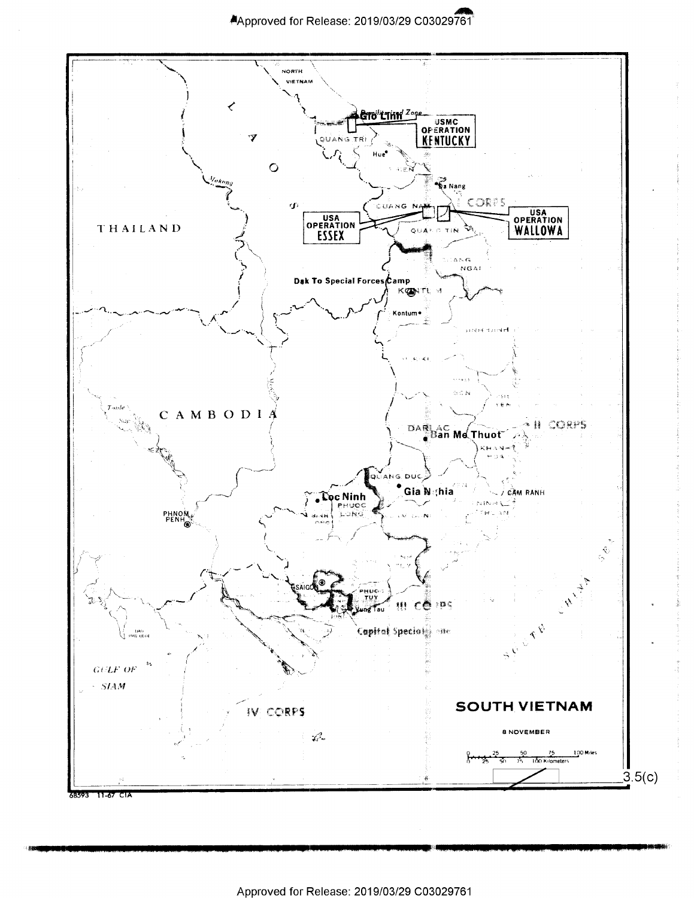NORTH VIETNAM

Demilitarized Zone

Gio Linh

USMC OPERATION KENTUCKY

QUANG TRI

Hue

LAOS

Mekong

Da Nang

I CORPS

QUANG NAM

USA OPERATION ESSEX

USA OPERATION WALLOWA

QUANG TIN

THAILAND

QUANG NGAI

Dak To Special Forces Camp

KONTUM

Kontum

CAMBODIA

Tonle Sap

DARLAC

Ban Me Thuot

II CORPS

KHANH HOA

QUANG DUC

Loc Ninh

PHUOC LONG

Gia Nghia

CAM RANH

PHNOM PENH

SAIGON

PHUOC TUY

Vung Tau

III CORPS

Capital Special Zone

GULF OF SIAM

SOUTH CHINA SEA

IV CORPS

# SOUTH VIETNAM

8 NOVEMBER

0 25 50 75 100 Miles

0 25 50 75 100 Kilometers

3.5(c)

68593 11-67 CIA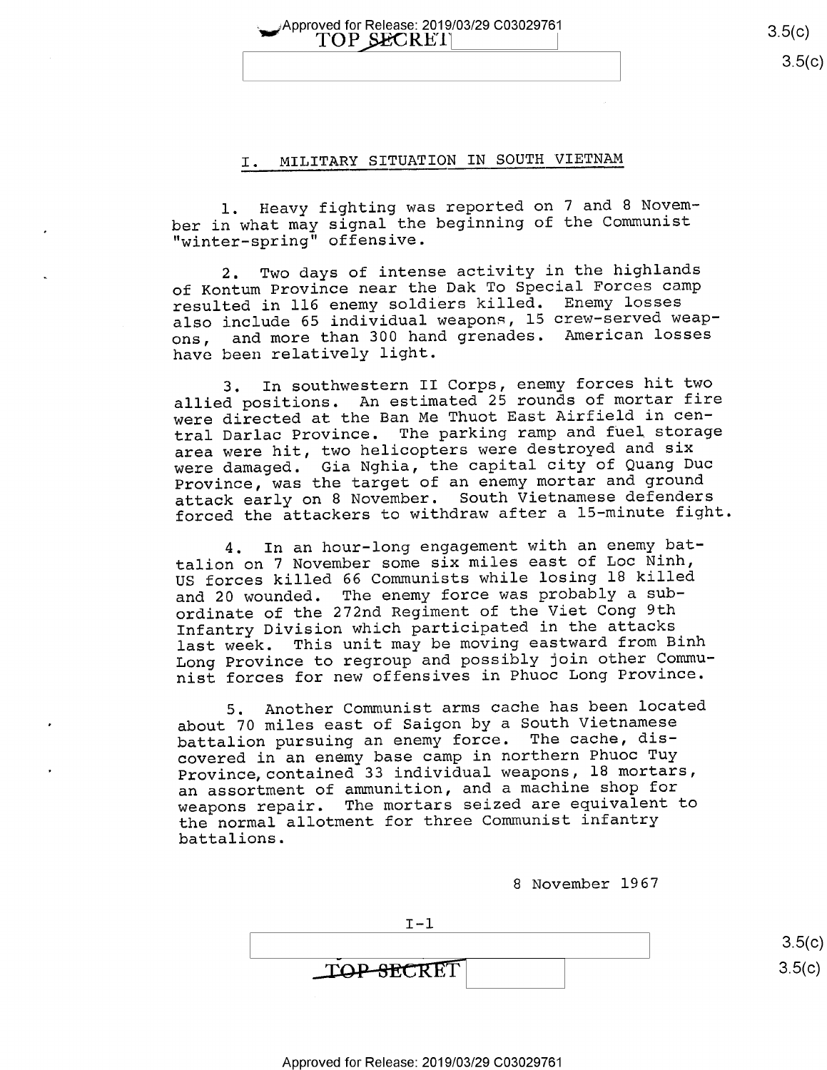## I. MILITARY SITUATION IN SOUTH VIETNAM

1. Heavy fighting was reported on 7 and 8 November in what may signal the beginning of the Communist "winter-spring" offensive.

2. Two days of intense activity in the highlands of Kontum Province near the Dak To Special Forces camp resulted in 116 enemy soldiers killed. Enemy losses also include 65 individual weapons, 15 crew-served weapons, and more than 300 hand grenades. American losses have been relatively light.

3. In southwestern II Corps, enemy forces hit two allied positions. An estimated 25 rounds of mortar fire were directed at the Ban Me Thuot East Airfield in central Darlac Province. The parking ramp and fuel storage area were hit, two helicopters were destroyed and six were damaged. Gia Nghia, the capital city of Quang Duc Province, was the target of an enemy mortar and ground attack early on 8 November. South Vietnamese defenders forced the attackers to withdraw after a 15-minute fight.

4. In an hour-long engagement with an enemy battalion on 7 November some six miles east of Loc Ninh, US forces killed 66 Communists while losing 18 killed and 20 wounded. The enemy force was probably a subordinate of the 272nd Regiment of the Viet Cong 9th Infantry Division which participated in the attacks last week. This unit may be moving eastward from Binh Long Province to regroup and possibly join other Communist forces for new offensives in Phuoc Long Province.

5. Another Communist arms cache has been located about 70 miles east of Saigon by a South Vietnamese battalion pursuing an enemy force. The cache, discovered in an enemy base camp in northern Phuoc Tuy Province, contained 33 individual weapons, 18 mortars, an assortment of ammunition, and a machine shop for weapons repair. The mortars seized are equivalent to the normal allotment for three Communist infantry battalions.

8 November 1967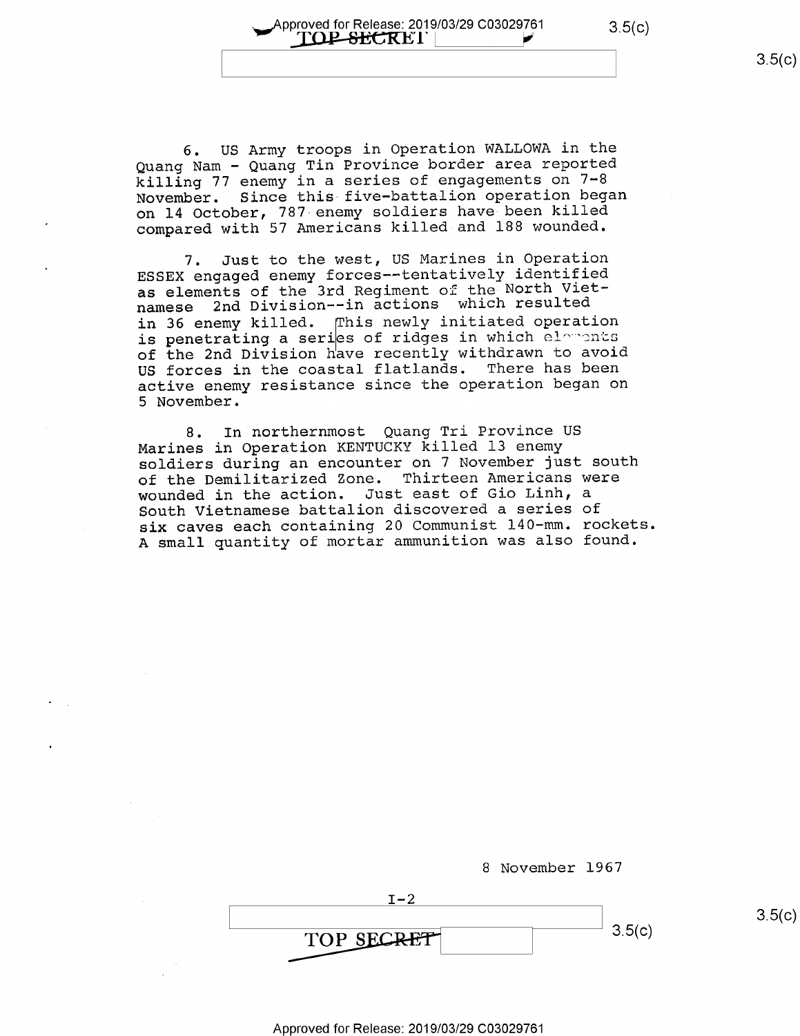6. US Army troops in Operation WALLOWA in the Quang Nam - Quang Tin Province border area reported killing 77 enemy in a series of engagements on 7-8 November. Since this five-battalion operation began on 14 October, 787 enemy soldiers have been killed compared with 57 Americans killed and 188 wounded.

7. Just to the west, US Marines in Operation ESSEX engaged enemy forces--tentatively identified as elements of the 3rd Regiment of the North Vietnamese 2nd Division--in actions which resulted in 36 enemy killed. This newly initiated operation is penetrating a series of ridges in which elements of the 2nd Division have recently withdrawn to avoid US forces in the coastal flatlands. There has been active enemy resistance since the operation began on 5 November.

8. In northernmost Quang Tri Province US Marines in Operation KENTUCKY killed 13 enemy soldiers during an encounter on 7 November just south of the Demilitarized Zone. Thirteen Americans were wounded in the action. Just east of Gio Linh, a South Vietnamese battalion discovered a series of six caves each containing 20 Communist 140-mm. rockets. A small quantity of mortar ammunition was also found.

8 November 1967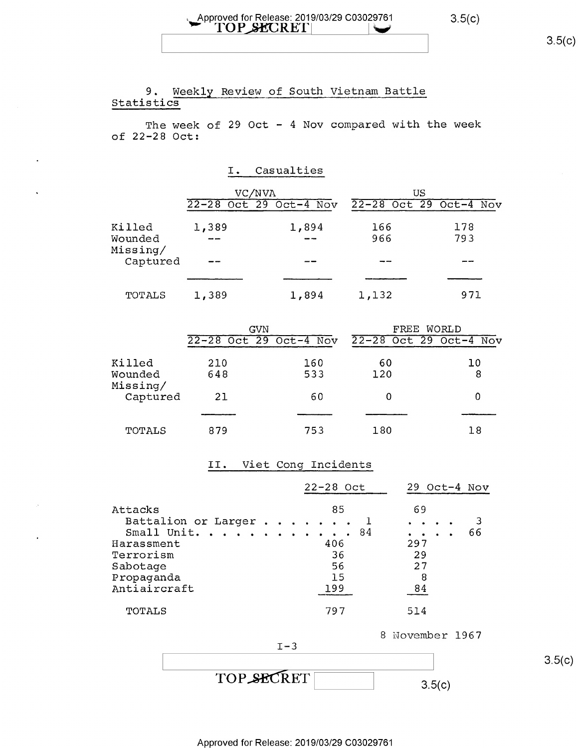## 9. Weekly Review of South Vietnam Battle Statistics

The week of 29 Oct - 4 Nov compared with the week of 22-28 Oct:

### I. Casualties

| | VC/NVA | | US | |
|---|---|---|---|---|
| | 22-28 Oct | 29 Oct-4 Nov | 22-28 Oct | 29 Oct-4 Nov |
| Killed | 1,389 | 1,894 | 166 | 178 |
| Wounded | -- | -- | 966 | 793 |
| Missing/ Captured | -- | -- | -- | -- |
| TOTALS | 1,389 | 1,894 | 1,132 | 971 |

| | GVN | | FREE WORLD | |
|---|---|---|---|---|
| | 22-28 Oct | 29 Oct-4 Nov | 22-28 Oct | 29 Oct-4 Nov |
| Killed | 210 | 160 | 60 | 10 |
| Wounded | 648 | 533 | 120 | 8 |
| Missing/ Captured | 21 | 60 | 0 | 0 |
| TOTALS | 879 | 753 | 180 | 18 |

### II. Viet Cong Incidents

| | 22-28 Oct | 29 Oct-4 Nov |
|---|---|---|
| Attacks | 85 | 69 |
| Battalion or Larger | 1 | 3 |
| Small Unit | 84 | 66 |
| Harassment | 406 | 297 |
| Terrorism | 36 | 29 |
| Sabotage | 56 | 27 |
| Propaganda | 15 | 8 |
| Antiaircraft | 199 | 84 |
| TOTALS | 797 | 514 |

8 November 1967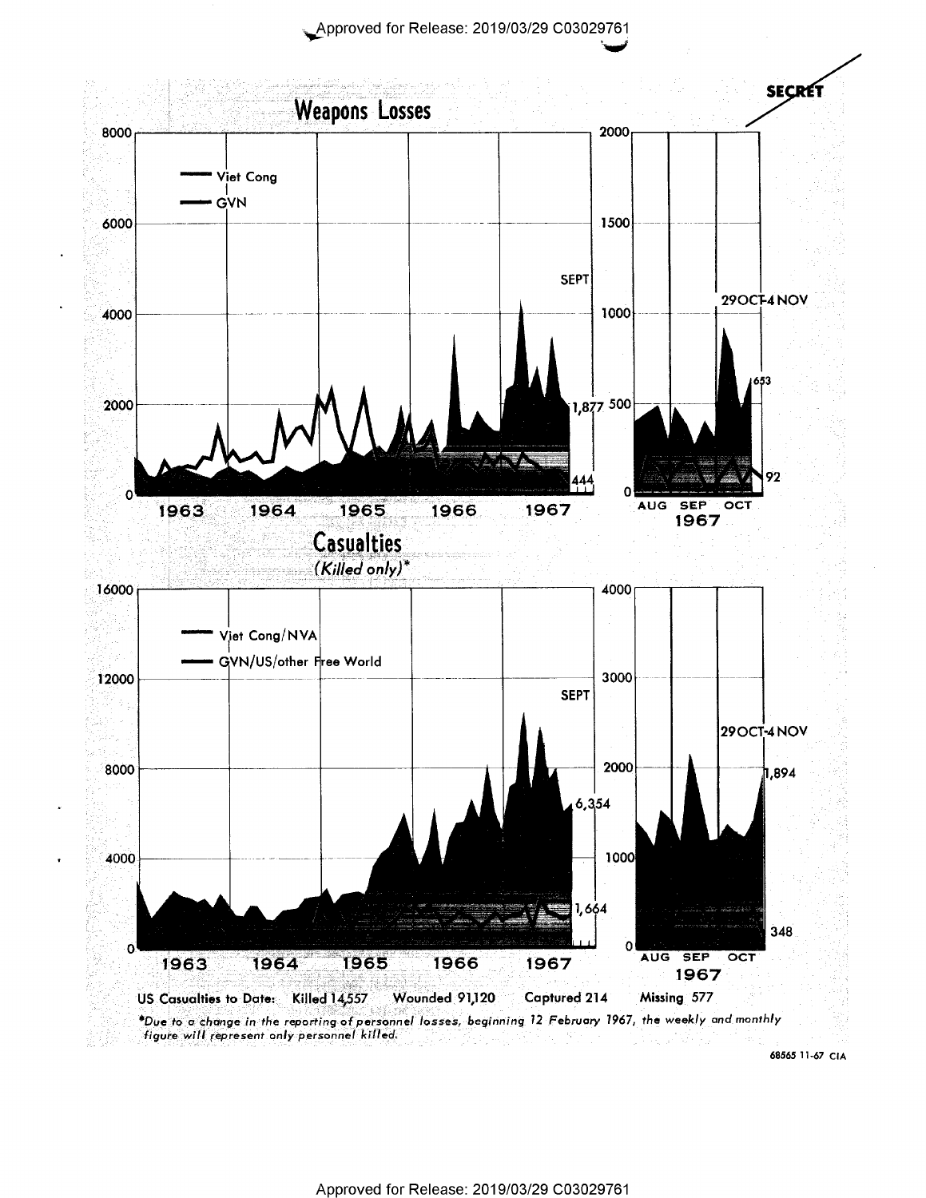SECRET

## Weapons Losses

— Viet Cong
— GVN

8000, 6000, 4000, 2000, 0

1963 1964 1965 1966 1967

SEPT

1,877

444

2000, 1500, 1000, 500, 0

29 OCT-4 NOV

653

92

AUG SEP OCT
1967

## Casualties

*(Killed only)**

— Viet Cong/NVA
— GVN/US/other Free World

16000, 12000, 8000, 4000, 0

1963 1964 1965 1966 1967

SEPT

6,354

1,664

4000, 3000, 2000, 1000, 0

29 OCT-4 NOV

1,894

348

AUG SEP OCT
1967

US Casualties to Date: Killed 14,557 Wounded 91,120 Captured 214 Missing 577

**Due to a change in the reporting of personnel losses, beginning 12 February 1967, the weekly and monthly figure will represent only personnel killed.*

68565 11-67 CIA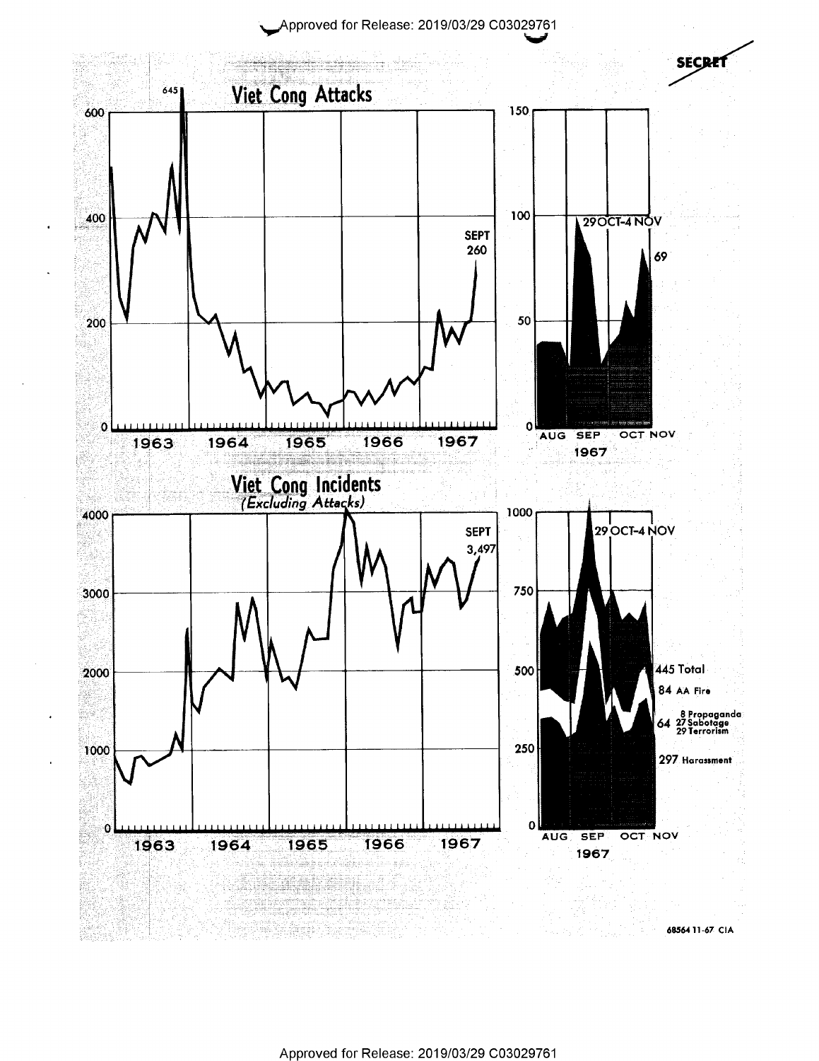SECRET

# Viet Cong Attacks

645

600

400

200

0

1963 1964 1965 1966 1967

SEPT
260

150

100

50

0

29 OCT-4 NOV

69

AUG SEP OCT NOV
1967

# Viet Cong Incidents
*(Excluding Attacks)*

4000

3000

2000

1000

0

1963 1964 1965 1966 1967

SEPT
3,497

1000

750

500

250

0

29 OCT-4 NOV

445 Total

84 AA Fire

64 — 8 Propaganda, 27 Sabotage, 29 Terrorism

297 Harassment

AUG SEP OCT NOV
1967

68564 11-67 CIA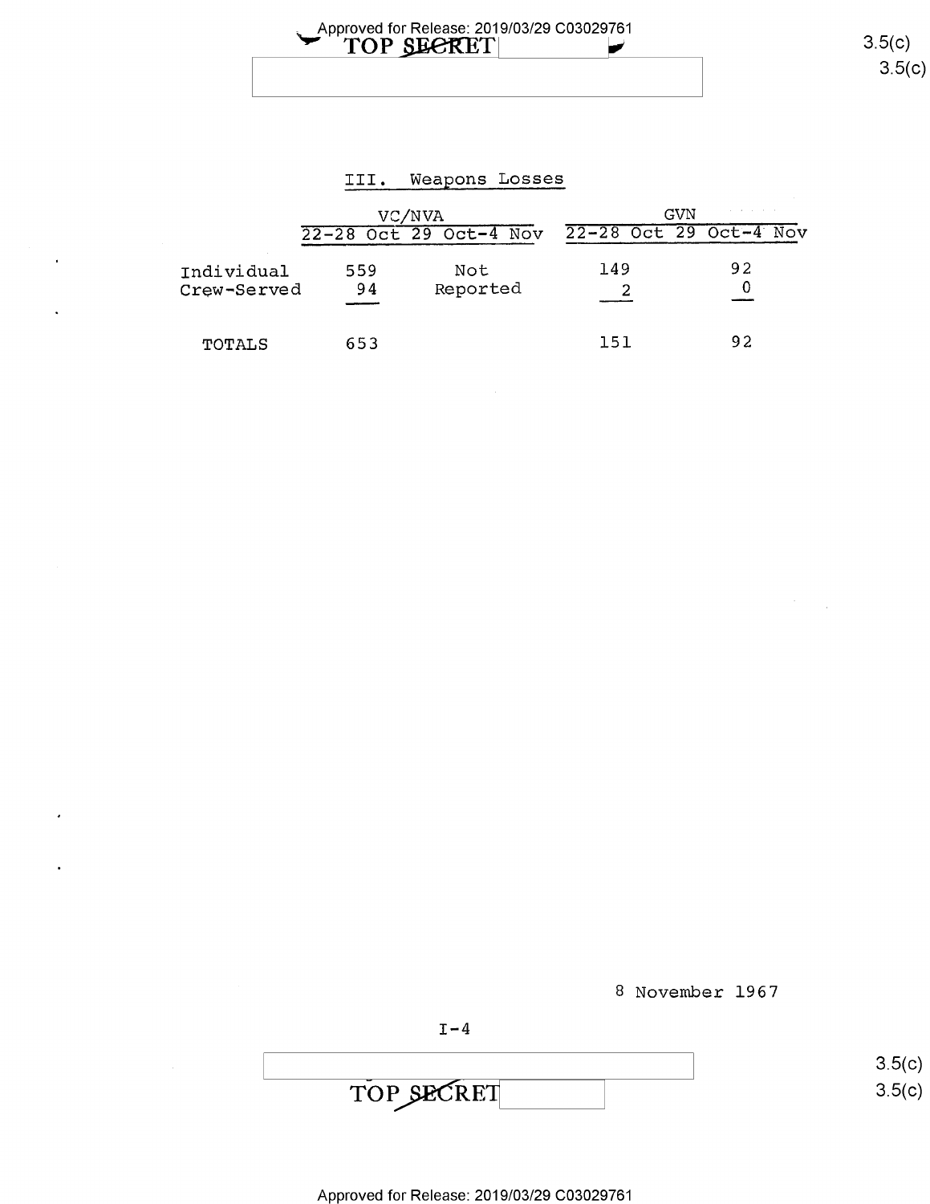## III. Weapons Losses

| | VC/NVA | | GVN | |
|---|---|---|---|---|
| | 22-28 Oct | 29 Oct-4 Nov | 22-28 Oct | 29 Oct-4 Nov |
| Individual | 559 | Not Reported | 149 | 92 |
| Crew-Served | 94 | | 2 | 0 |
| TOTALS | 653 | | 151 | 92 |

8 November 1967

I-4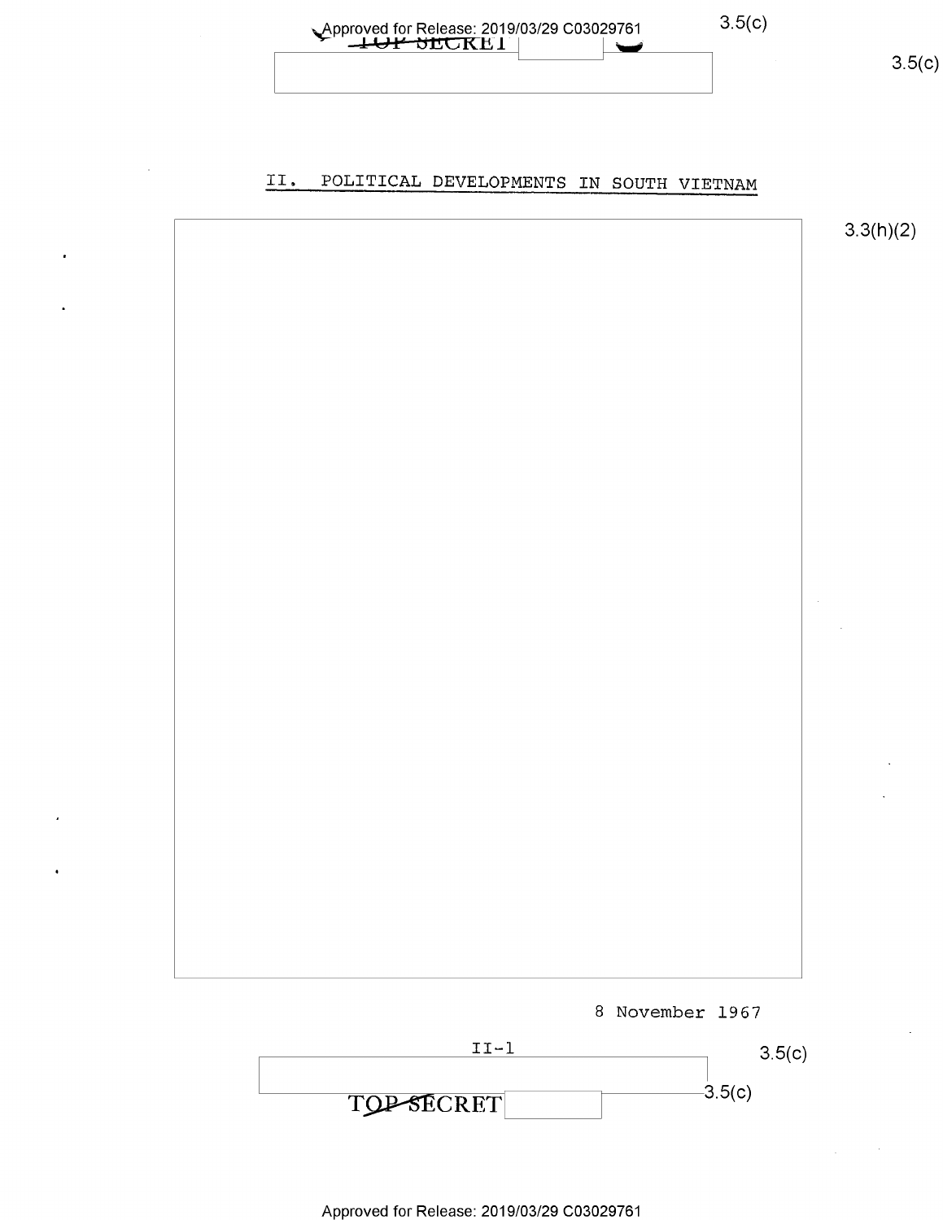## II. POLITICAL DEVELOPMENTS IN SOUTH VIETNAM

3.3(h)(2)

8 November 1967

II-1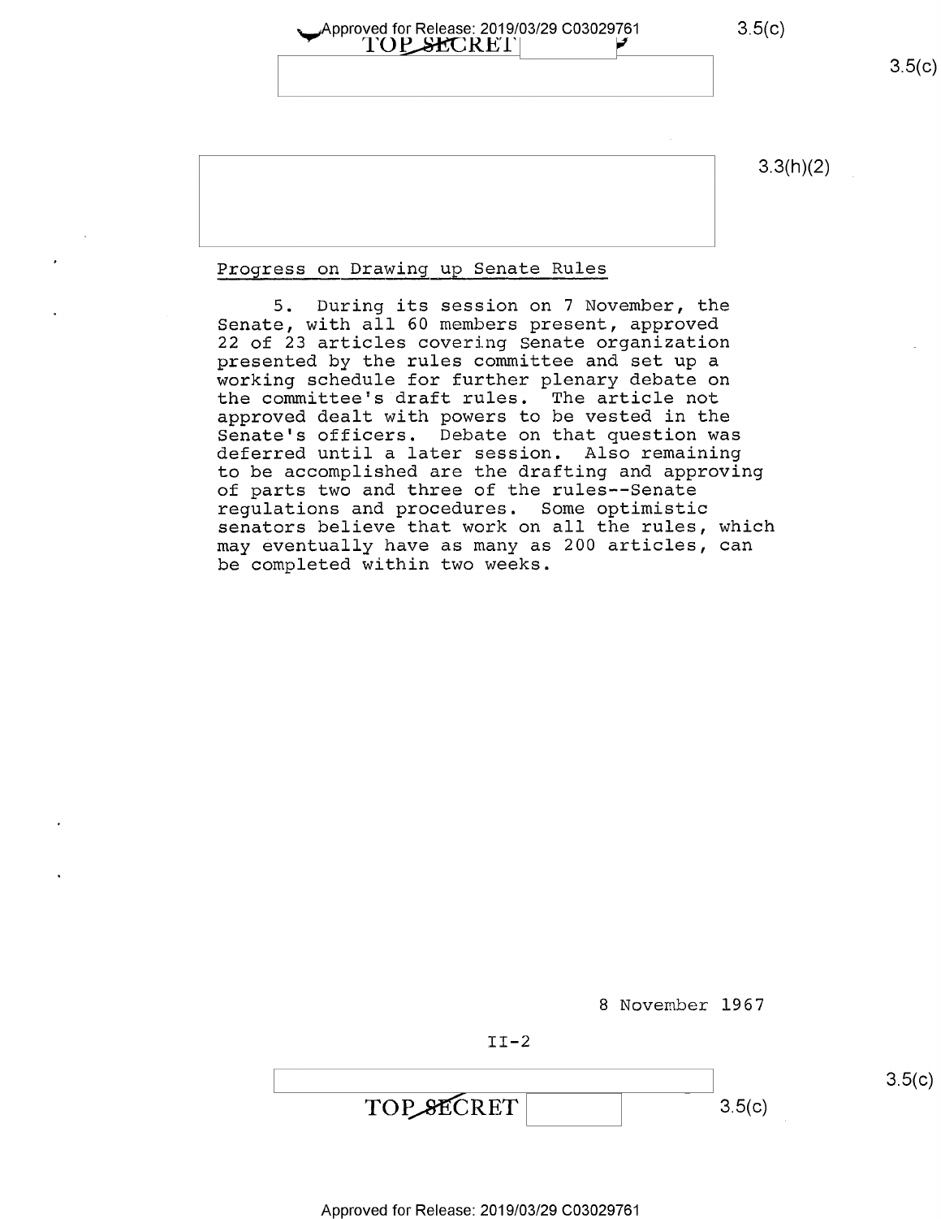## Progress on Drawing up Senate Rules

5. During its session on 7 November, the Senate, with all 60 members present, approved 22 of 23 articles covering Senate organization presented by the rules committee and set up a working schedule for further plenary debate on the committee's draft rules. The article not approved dealt with powers to be vested in the Senate's officers. Debate on that question was deferred until a later session. Also remaining to be accomplished are the drafting and approving of parts two and three of the rules--Senate regulations and procedures. Some optimistic senators believe that work on all the rules, which may eventually have as many as 200 articles, can be completed within two weeks.

8 November 1967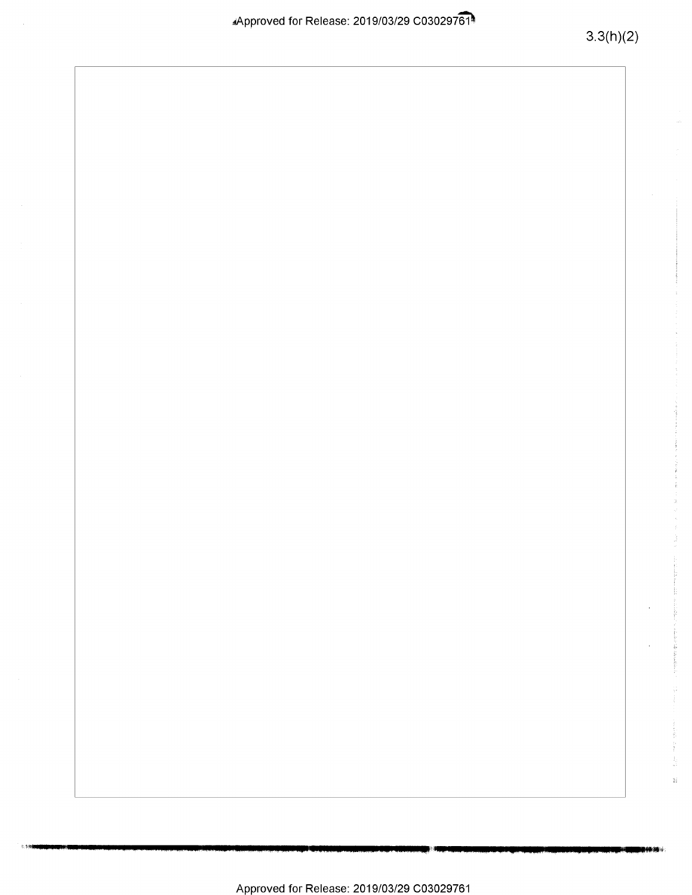3.3(h)(2)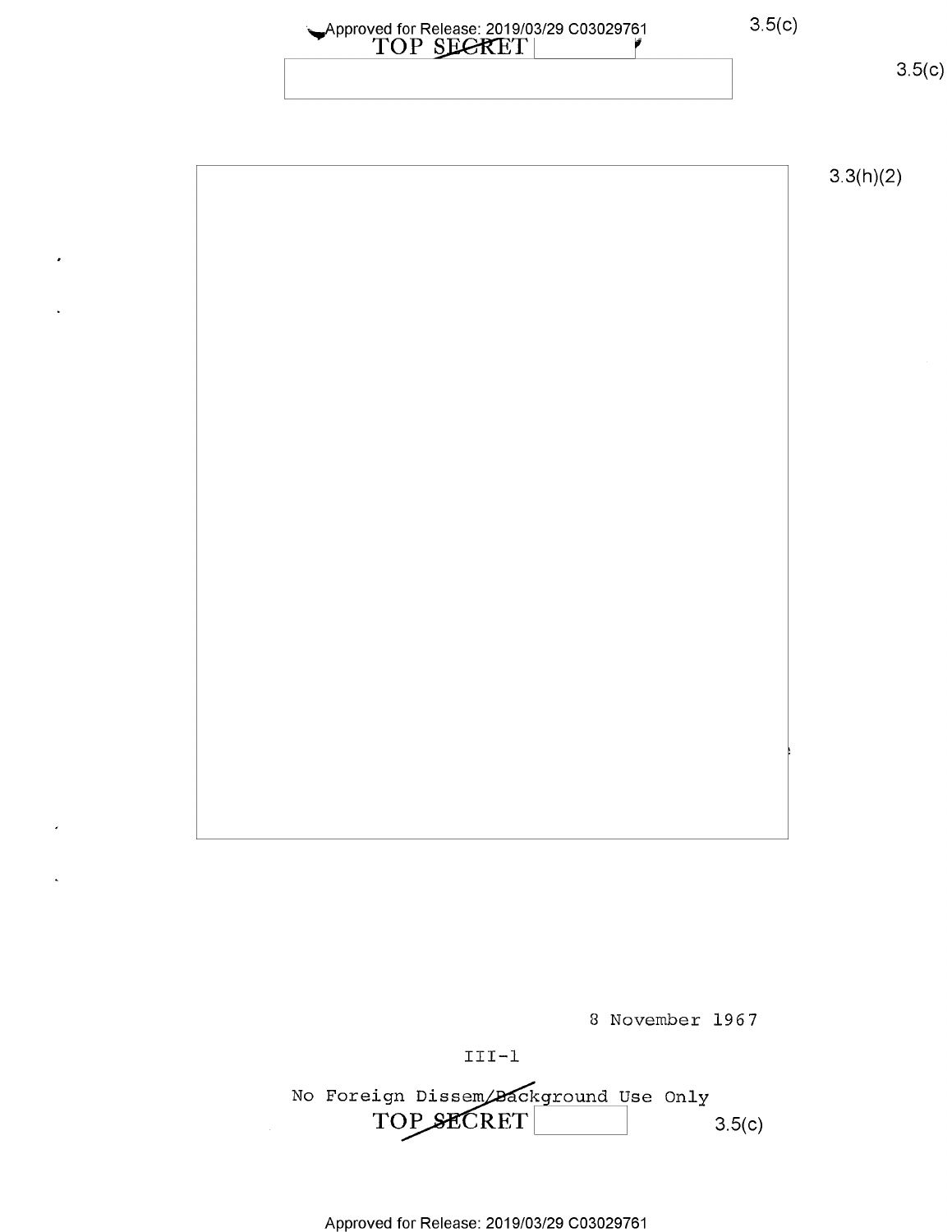3.5(c)

3.5(c)

3.3(h)(2)

8 November 1967

III-1

No Foreign Dissem/Background Use Only

3.5(c)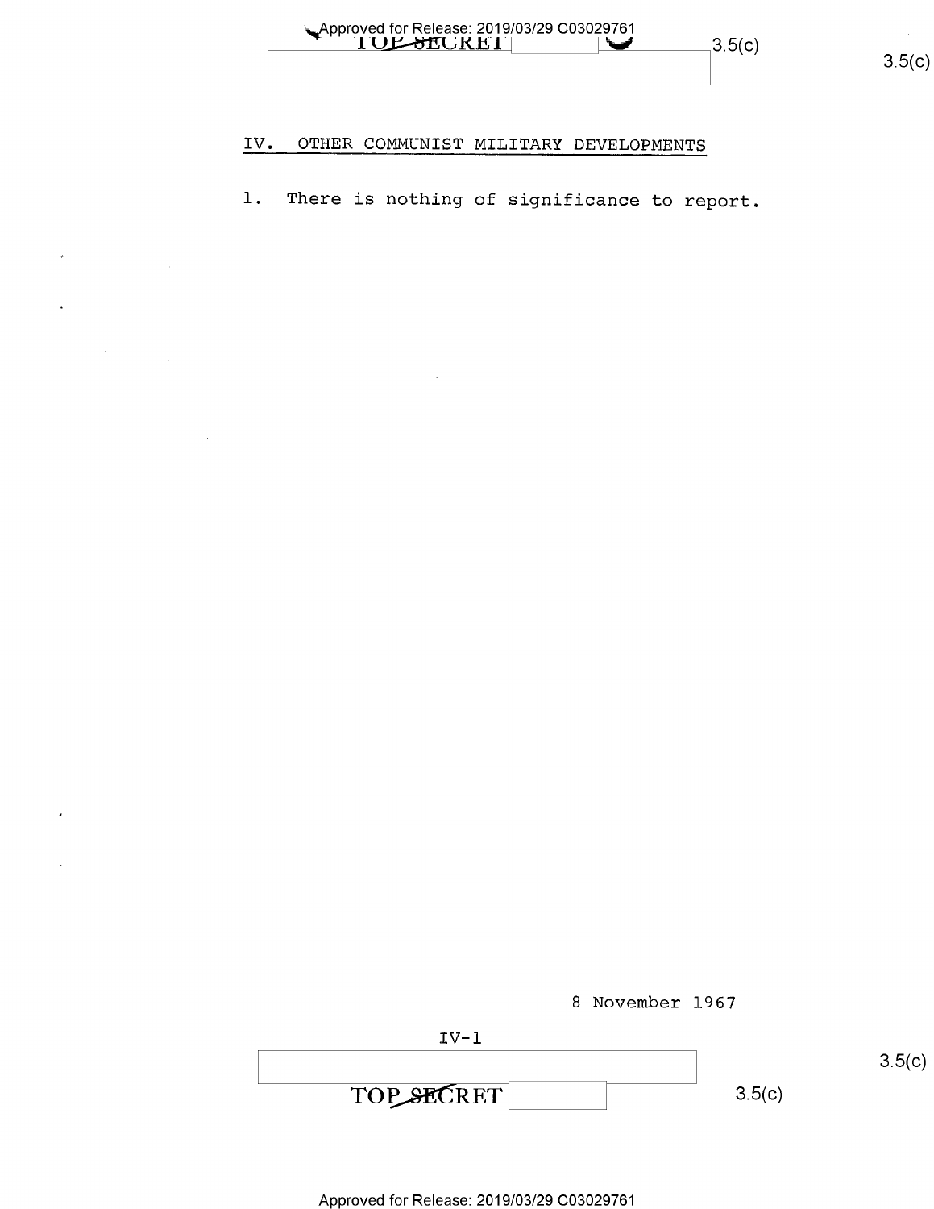## IV. OTHER COMMUNIST MILITARY DEVELOPMENTS

1. There is nothing of significance to report.

8 November 1967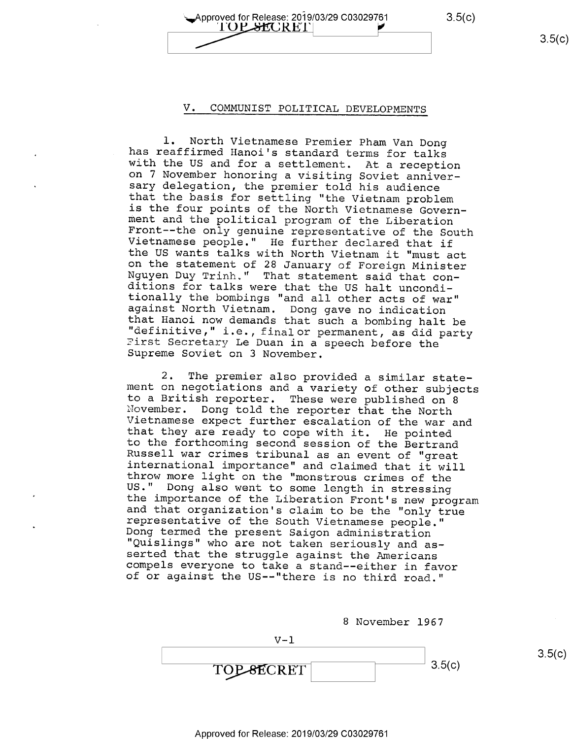## V. COMMUNIST POLITICAL DEVELOPMENTS

1. North Vietnamese Premier Pham Van Dong has reaffirmed Hanoi's standard terms for talks with the US and for a settlement. At a reception on 7 November honoring a visiting Soviet anniversary delegation, the premier told his audience that the basis for settling "the Vietnam problem is the four points of the North Vietnamese Government and the political program of the Liberation Front--the only genuine representative of the South Vietnamese people." He further declared that if the US wants talks with North Vietnam it "must act on the statement of 28 January of Foreign Minister Nguyen Duy Trinh." That statement said that conditions for talks were that the US halt unconditionally the bombings "and all other acts of war" against North Vietnam. Dong gave no indication that Hanoi now demands that such a bombing halt be "definitive," i.e., final or permanent, as did party First Secretary Le Duan in a speech before the Supreme Soviet on 3 November.

2. The premier also provided a similar statement on negotiations and a variety of other subjects to a British reporter. These were published on 8 November. Dong told the reporter that the North Vietnamese expect further escalation of the war and that they are ready to cope with it. He pointed to the forthcoming second session of the Bertrand Russell war crimes tribunal as an event of "great international importance" and claimed that it will throw more light on the "monstrous crimes of the US." Dong also went to some length in stressing the importance of the Liberation Front's new program and that organization's claim to be the "only true representative of the South Vietnamese people." Dong termed the present Saigon administration "Quislings" who are not taken seriously and asserted that the struggle against the Americans compels everyone to take a stand--either in favor of or against the US--"there is no third road."

8 November 1967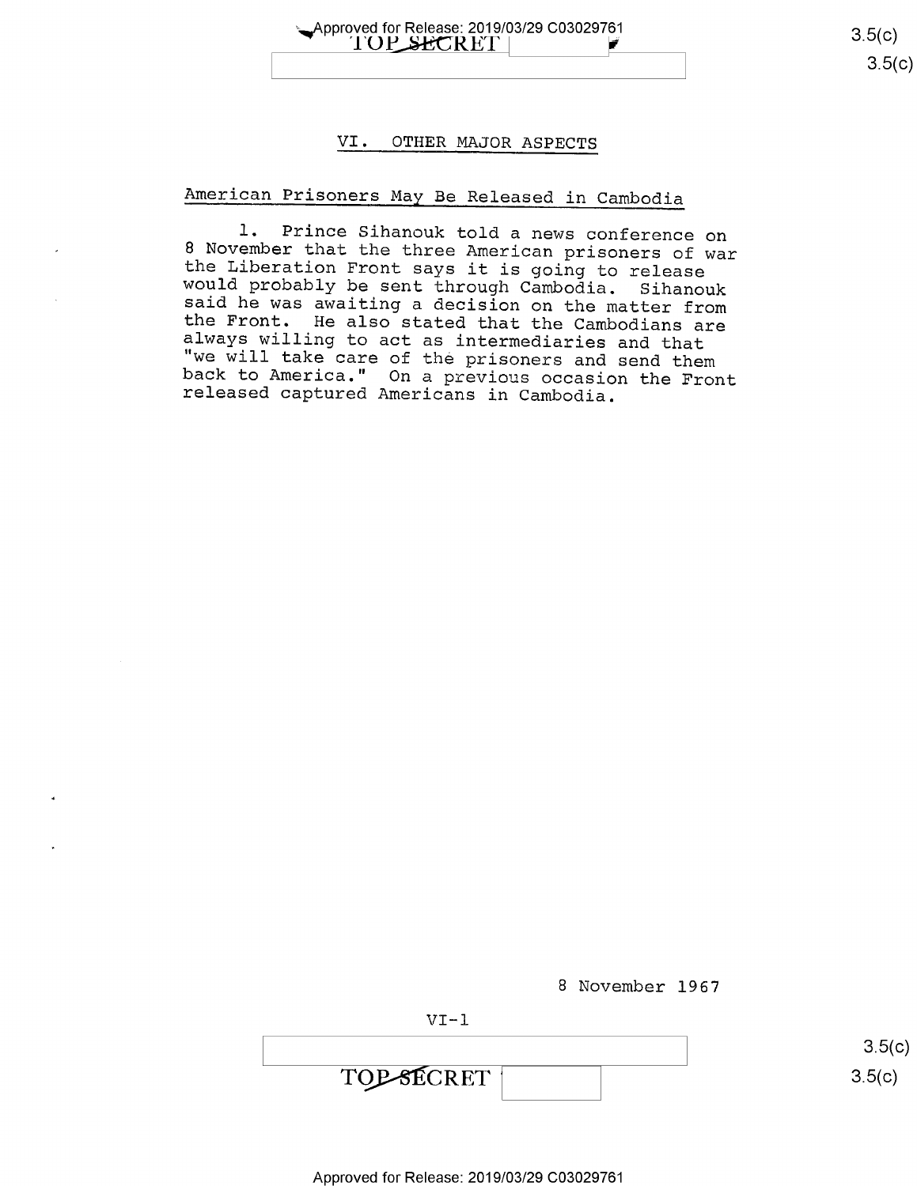## VI. OTHER MAJOR ASPECTS

### American Prisoners May Be Released in Cambodia

1. Prince Sihanouk told a news conference on 8 November that the three American prisoners of war the Liberation Front says it is going to release would probably be sent through Cambodia. Sihanouk said he was awaiting a decision on the matter from the Front. He also stated that the Cambodians are always willing to act as intermediaries and that "we will take care of the prisoners and send them back to America." On a previous occasion the Front released captured Americans in Cambodia.

8 November 1967